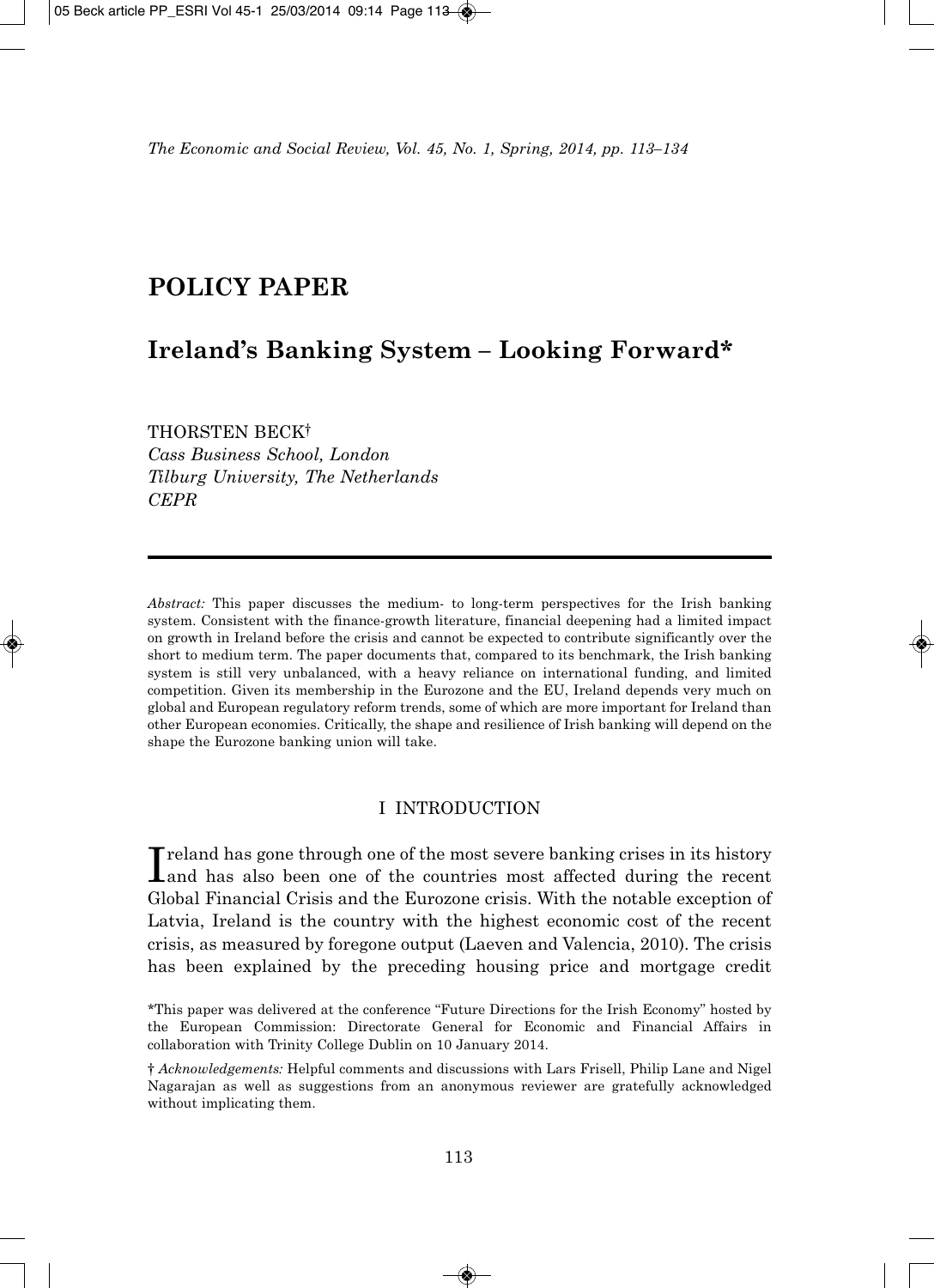# POLICY PAPER

## Ireland's Banking System – Looking Forward*

THORSTEN BECK†
*Cass Business School, London*
*Tilburg University, The Netherlands*
*CEPR*

---

*Abstract:* This paper discusses the medium- to long-term perspectives for the Irish banking system. Consistent with the finance-growth literature, financial deepening had a limited impact on growth in Ireland before the crisis and cannot be expected to contribute significantly over the short to medium term. The paper documents that, compared to its benchmark, the Irish banking system is still very unbalanced, with a heavy reliance on international funding, and limited competition. Given its membership in the Eurozone and the EU, Ireland depends very much on global and European regulatory reform trends, some of which are more important for Ireland than other European economies. Critically, the shape and resilience of Irish banking will depend on the shape the Eurozone banking union will take.

### I INTRODUCTION

Ireland has gone through one of the most severe banking crises in its history and has also been one of the countries most affected during the recent Global Financial Crisis and the Eurozone crisis. With the notable exception of Latvia, Ireland is the country with the highest economic cost of the recent crisis, as measured by foregone output (Laeven and Valencia, 2010). The crisis has been explained by the preceding housing price and mortgage credit

*This paper was delivered at the conference "Future Directions for the Irish Economy" hosted by the European Commission: Directorate General for Economic and Financial Affairs in collaboration with Trinity College Dublin on 10 January 2014.

† *Acknowledgements:* Helpful comments and discussions with Lars Frisell, Philip Lane and Nigel Nagarajan as well as suggestions from an anonymous reviewer are gratefully acknowledged without implicating them.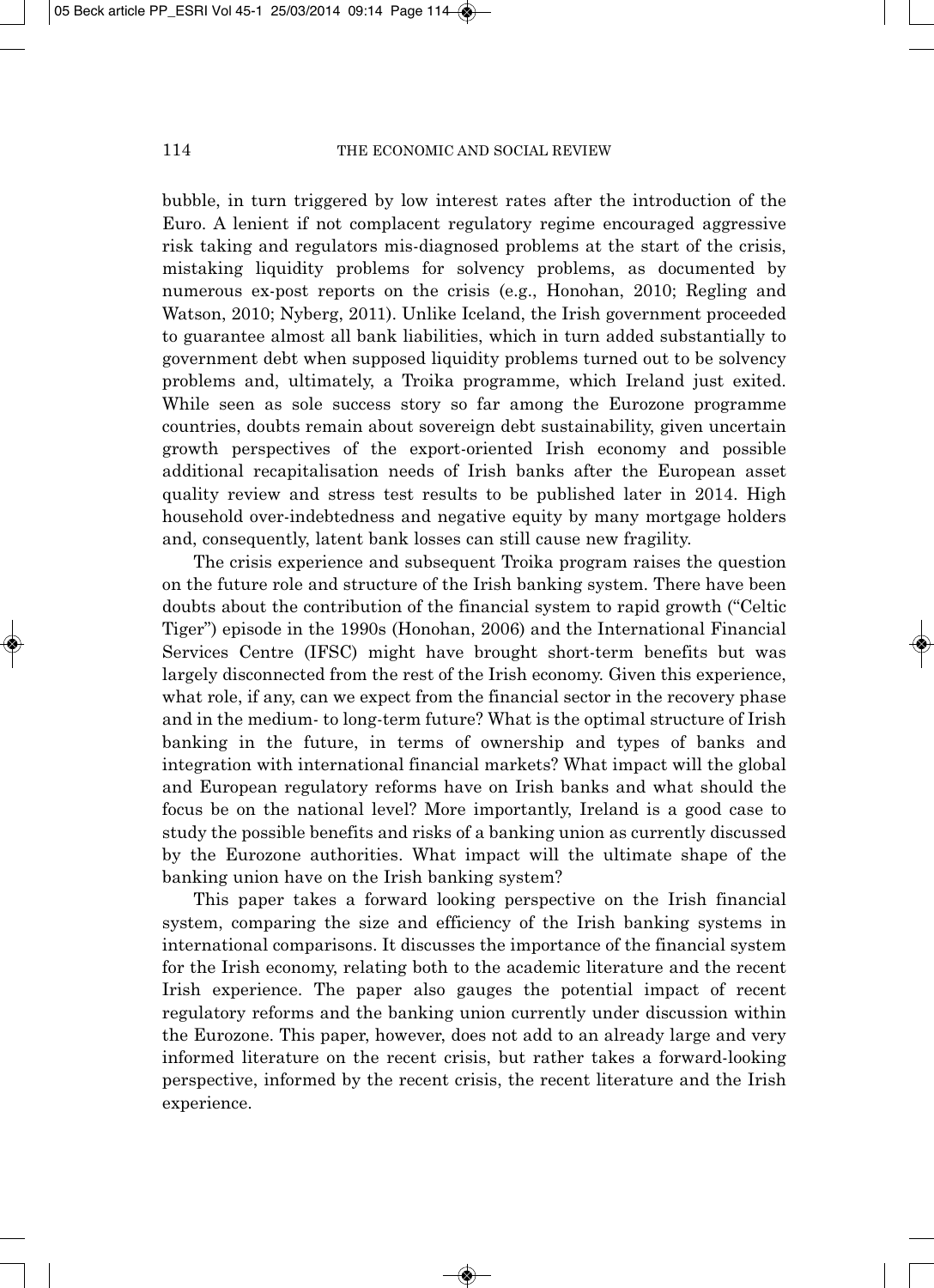bubble, in turn triggered by low interest rates after the introduction of the Euro. A lenient if not complacent regulatory regime encouraged aggressive risk taking and regulators mis-diagnosed problems at the start of the crisis, mistaking liquidity problems for solvency problems, as documented by numerous ex-post reports on the crisis (e.g., Honohan, 2010; Regling and Watson, 2010; Nyberg, 2011). Unlike Iceland, the Irish government proceeded to guarantee almost all bank liabilities, which in turn added substantially to government debt when supposed liquidity problems turned out to be solvency problems and, ultimately, a Troika programme, which Ireland just exited. While seen as sole success story so far among the Eurozone programme countries, doubts remain about sovereign debt sustainability, given uncertain growth perspectives of the export-oriented Irish economy and possible additional recapitalisation needs of Irish banks after the European asset quality review and stress test results to be published later in 2014. High household over-indebtedness and negative equity by many mortgage holders and, consequently, latent bank losses can still cause new fragility.

The crisis experience and subsequent Troika program raises the question on the future role and structure of the Irish banking system. There have been doubts about the contribution of the financial system to rapid growth ("Celtic Tiger") episode in the 1990s (Honohan, 2006) and the International Financial Services Centre (IFSC) might have brought short-term benefits but was largely disconnected from the rest of the Irish economy. Given this experience, what role, if any, can we expect from the financial sector in the recovery phase and in the medium- to long-term future? What is the optimal structure of Irish banking in the future, in terms of ownership and types of banks and integration with international financial markets? What impact will the global and European regulatory reforms have on Irish banks and what should the focus be on the national level? More importantly, Ireland is a good case to study the possible benefits and risks of a banking union as currently discussed by the Eurozone authorities. What impact will the ultimate shape of the banking union have on the Irish banking system?

This paper takes a forward looking perspective on the Irish financial system, comparing the size and efficiency of the Irish banking systems in international comparisons. It discusses the importance of the financial system for the Irish economy, relating both to the academic literature and the recent Irish experience. The paper also gauges the potential impact of recent regulatory reforms and the banking union currently under discussion within the Eurozone. This paper, however, does not add to an already large and very informed literature on the recent crisis, but rather takes a forward-looking perspective, informed by the recent crisis, the recent literature and the Irish experience.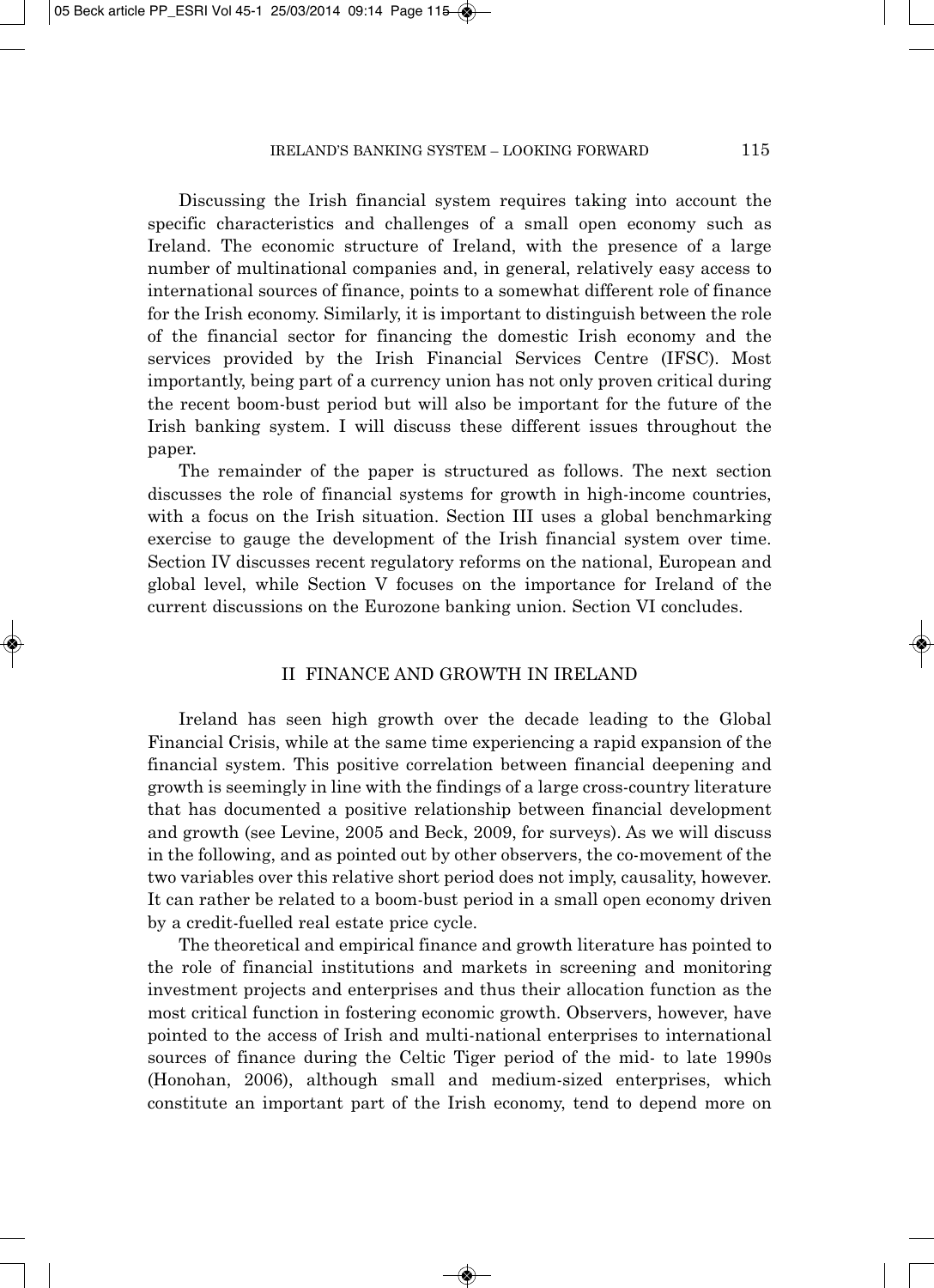Discussing the Irish financial system requires taking into account the specific characteristics and challenges of a small open economy such as Ireland. The economic structure of Ireland, with the presence of a large number of multinational companies and, in general, relatively easy access to international sources of finance, points to a somewhat different role of finance for the Irish economy. Similarly, it is important to distinguish between the role of the financial sector for financing the domestic Irish economy and the services provided by the Irish Financial Services Centre (IFSC). Most importantly, being part of a currency union has not only proven critical during the recent boom-bust period but will also be important for the future of the Irish banking system. I will discuss these different issues throughout the paper.

The remainder of the paper is structured as follows. The next section discusses the role of financial systems for growth in high-income countries, with a focus on the Irish situation. Section III uses a global benchmarking exercise to gauge the development of the Irish financial system over time. Section IV discusses recent regulatory reforms on the national, European and global level, while Section V focuses on the importance for Ireland of the current discussions on the Eurozone banking union. Section VI concludes.

## II FINANCE AND GROWTH IN IRELAND

Ireland has seen high growth over the decade leading to the Global Financial Crisis, while at the same time experiencing a rapid expansion of the financial system. This positive correlation between financial deepening and growth is seemingly in line with the findings of a large cross-country literature that has documented a positive relationship between financial development and growth (see Levine, 2005 and Beck, 2009, for surveys). As we will discuss in the following, and as pointed out by other observers, the co-movement of the two variables over this relative short period does not imply, causality, however. It can rather be related to a boom-bust period in a small open economy driven by a credit-fuelled real estate price cycle.

The theoretical and empirical finance and growth literature has pointed to the role of financial institutions and markets in screening and monitoring investment projects and enterprises and thus their allocation function as the most critical function in fostering economic growth. Observers, however, have pointed to the access of Irish and multi-national enterprises to international sources of finance during the Celtic Tiger period of the mid- to late 1990s (Honohan, 2006), although small and medium-sized enterprises, which constitute an important part of the Irish economy, tend to depend more on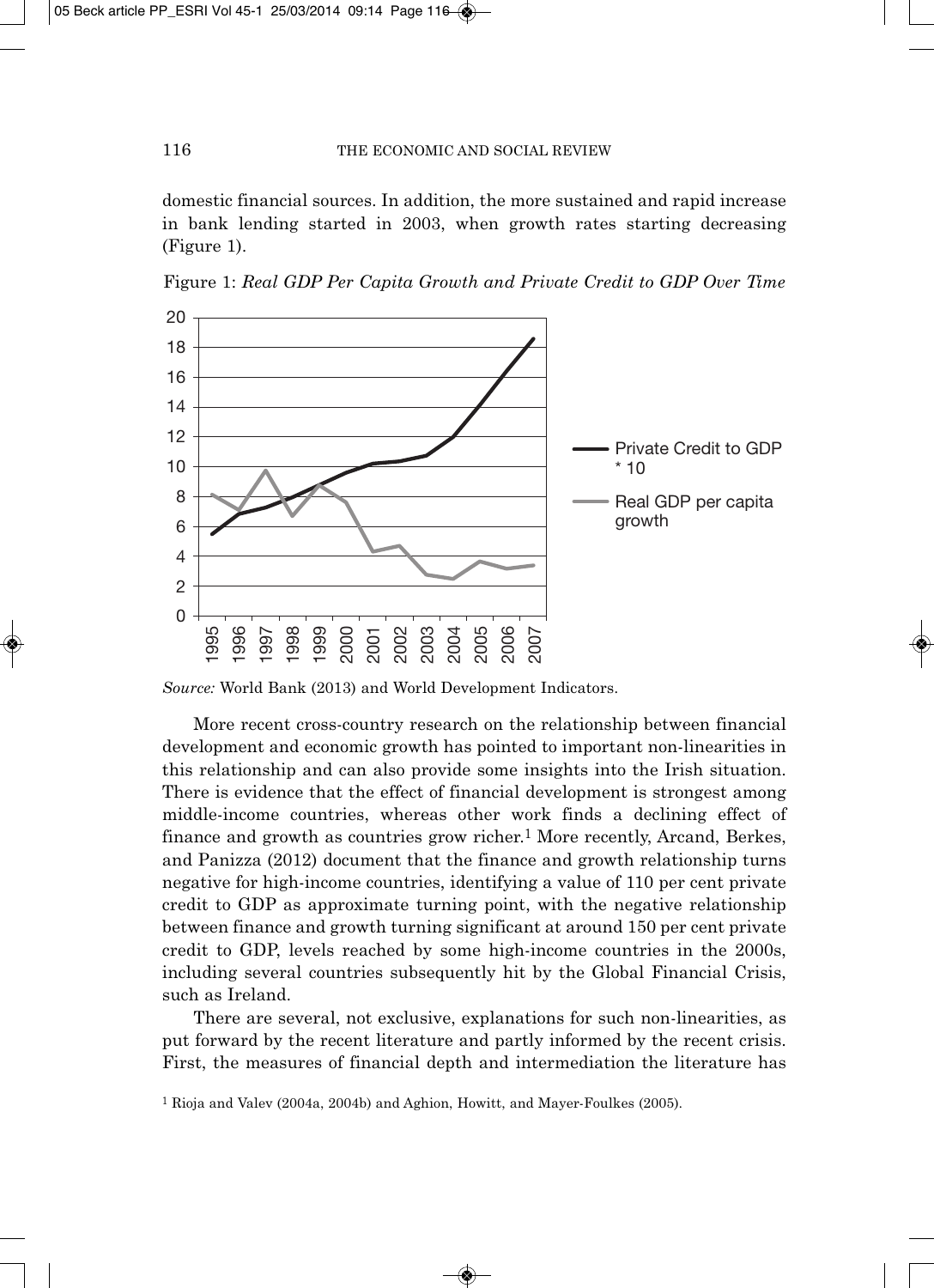domestic financial sources. In addition, the more sustained and rapid increase in bank lending started in 2003, when growth rates starting decreasing (Figure 1).

Figure 1: *Real GDP Per Capita Growth and Private Credit to GDP Over Time*

*Source:* World Bank (2013) and World Development Indicators.

More recent cross-country research on the relationship between financial development and economic growth has pointed to important non-linearities in this relationship and can also provide some insights into the Irish situation. There is evidence that the effect of financial development is strongest among middle-income countries, whereas other work finds a declining effect of finance and growth as countries grow richer.[1] More recently, Arcand, Berkes, and Panizza (2012) document that the finance and growth relationship turns negative for high-income countries, identifying a value of 110 per cent private credit to GDP as approximate turning point, with the negative relationship between finance and growth turning significant at around 150 per cent private credit to GDP, levels reached by some high-income countries in the 2000s, including several countries subsequently hit by the Global Financial Crisis, such as Ireland.

There are several, not exclusive, explanations for such non-linearities, as put forward by the recent literature and partly informed by the recent crisis. First, the measures of financial depth and intermediation the literature has

[1] Rioja and Valev (2004a, 2004b) and Aghion, Howitt, and Mayer-Foulkes (2005).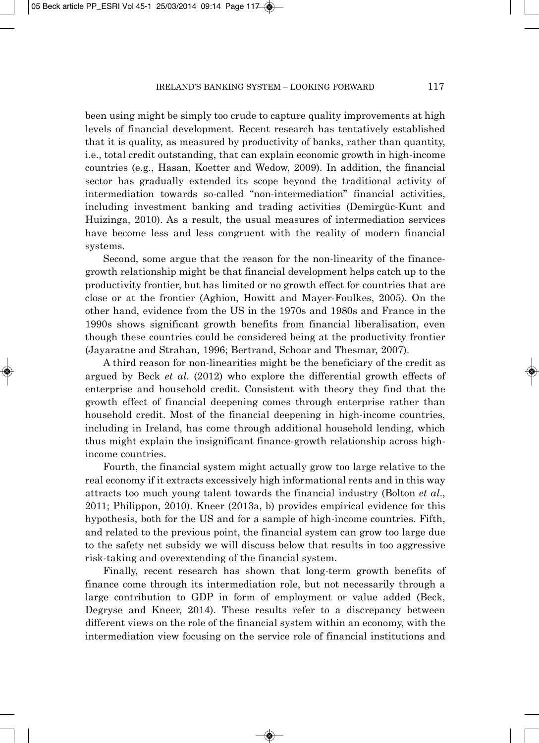been using might be simply too crude to capture quality improvements at high levels of financial development. Recent research has tentatively established that it is quality, as measured by productivity of banks, rather than quantity, i.e., total credit outstanding, that can explain economic growth in high-income countries (e.g., Hasan, Koetter and Wedow, 2009). In addition, the financial sector has gradually extended its scope beyond the traditional activity of intermediation towards so-called "non-intermediation" financial activities, including investment banking and trading activities (Demirgüc-Kunt and Huizinga, 2010). As a result, the usual measures of intermediation services have become less and less congruent with the reality of modern financial systems.

Second, some argue that the reason for the non-linearity of the finance-growth relationship might be that financial development helps catch up to the productivity frontier, but has limited or no growth effect for countries that are close or at the frontier (Aghion, Howitt and Mayer-Foulkes, 2005). On the other hand, evidence from the US in the 1970s and 1980s and France in the 1990s shows significant growth benefits from financial liberalisation, even though these countries could be considered being at the productivity frontier (Jayaratne and Strahan, 1996; Bertrand, Schoar and Thesmar, 2007).

A third reason for non-linearities might be the beneficiary of the credit as argued by Beck *et al*. (2012) who explore the differential growth effects of enterprise and household credit. Consistent with theory they find that the growth effect of financial deepening comes through enterprise rather than household credit. Most of the financial deepening in high-income countries, including in Ireland, has come through additional household lending, which thus might explain the insignificant finance-growth relationship across high-income countries.

Fourth, the financial system might actually grow too large relative to the real economy if it extracts excessively high informational rents and in this way attracts too much young talent towards the financial industry (Bolton *et al*., 2011; Philippon, 2010). Kneer (2013a, b) provides empirical evidence for this hypothesis, both for the US and for a sample of high-income countries. Fifth, and related to the previous point, the financial system can grow too large due to the safety net subsidy we will discuss below that results in too aggressive risk-taking and overextending of the financial system.

Finally, recent research has shown that long-term growth benefits of finance come through its intermediation role, but not necessarily through a large contribution to GDP in form of employment or value added (Beck, Degryse and Kneer, 2014). These results refer to a discrepancy between different views on the role of the financial system within an economy, with the intermediation view focusing on the service role of financial institutions and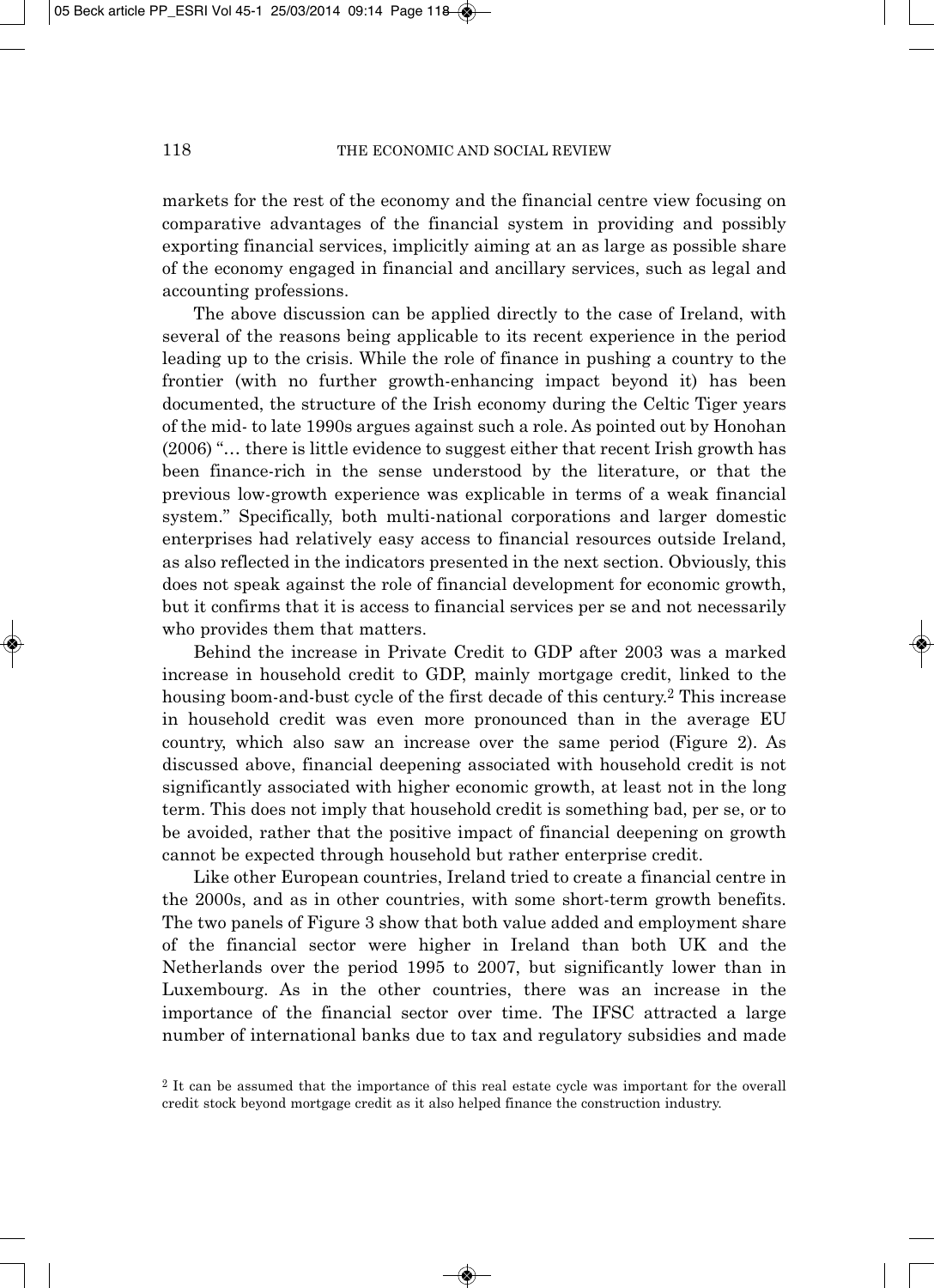markets for the rest of the economy and the financial centre view focusing on comparative advantages of the financial system in providing and possibly exporting financial services, implicitly aiming at an as large as possible share of the economy engaged in financial and ancillary services, such as legal and accounting professions.

The above discussion can be applied directly to the case of Ireland, with several of the reasons being applicable to its recent experience in the period leading up to the crisis. While the role of finance in pushing a country to the frontier (with no further growth-enhancing impact beyond it) has been documented, the structure of the Irish economy during the Celtic Tiger years of the mid- to late 1990s argues against such a role. As pointed out by Honohan (2006) "… there is little evidence to suggest either that recent Irish growth has been finance-rich in the sense understood by the literature, or that the previous low-growth experience was explicable in terms of a weak financial system." Specifically, both multi-national corporations and larger domestic enterprises had relatively easy access to financial resources outside Ireland, as also reflected in the indicators presented in the next section. Obviously, this does not speak against the role of financial development for economic growth, but it confirms that it is access to financial services per se and not necessarily who provides them that matters.

Behind the increase in Private Credit to GDP after 2003 was a marked increase in household credit to GDP, mainly mortgage credit, linked to the housing boom-and-bust cycle of the first decade of this century.[2] This increase in household credit was even more pronounced than in the average EU country, which also saw an increase over the same period (Figure 2). As discussed above, financial deepening associated with household credit is not significantly associated with higher economic growth, at least not in the long term. This does not imply that household credit is something bad, per se, or to be avoided, rather that the positive impact of financial deepening on growth cannot be expected through household but rather enterprise credit.

Like other European countries, Ireland tried to create a financial centre in the 2000s, and as in other countries, with some short-term growth benefits. The two panels of Figure 3 show that both value added and employment share of the financial sector were higher in Ireland than both UK and the Netherlands over the period 1995 to 2007, but significantly lower than in Luxembourg. As in the other countries, there was an increase in the importance of the financial sector over time. The IFSC attracted a large number of international banks due to tax and regulatory subsidies and made

[2] It can be assumed that the importance of this real estate cycle was important for the overall credit stock beyond mortgage credit as it also helped finance the construction industry.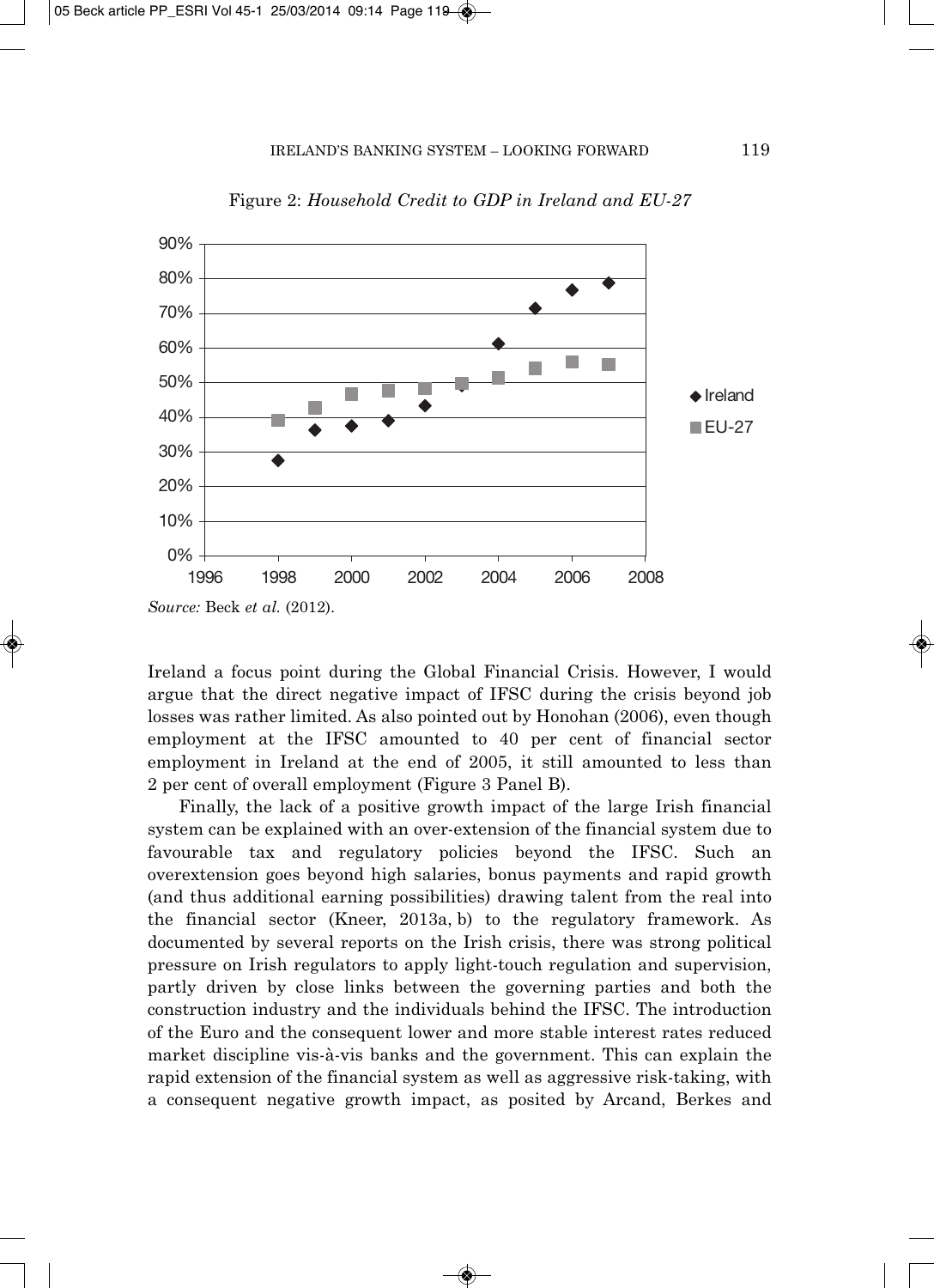Figure 2: *Household Credit to GDP in Ireland and EU-27*

*Source:* Beck *et al.* (2012).

Ireland a focus point during the Global Financial Crisis. However, I would argue that the direct negative impact of IFSC during the crisis beyond job losses was rather limited. As also pointed out by Honohan (2006), even though employment at the IFSC amounted to 40 per cent of financial sector employment in Ireland at the end of 2005, it still amounted to less than 2 per cent of overall employment (Figure 3 Panel B).

Finally, the lack of a positive growth impact of the large Irish financial system can be explained with an over-extension of the financial system due to favourable tax and regulatory policies beyond the IFSC. Such an overextension goes beyond high salaries, bonus payments and rapid growth (and thus additional earning possibilities) drawing talent from the real into the financial sector (Kneer, 2013a, b) to the regulatory framework. As documented by several reports on the Irish crisis, there was strong political pressure on Irish regulators to apply light-touch regulation and supervision, partly driven by close links between the governing parties and both the construction industry and the individuals behind the IFSC. The introduction of the Euro and the consequent lower and more stable interest rates reduced market discipline vis-à-vis banks and the government. This can explain the rapid extension of the financial system as well as aggressive risk-taking, with a consequent negative growth impact, as posited by Arcand, Berkes and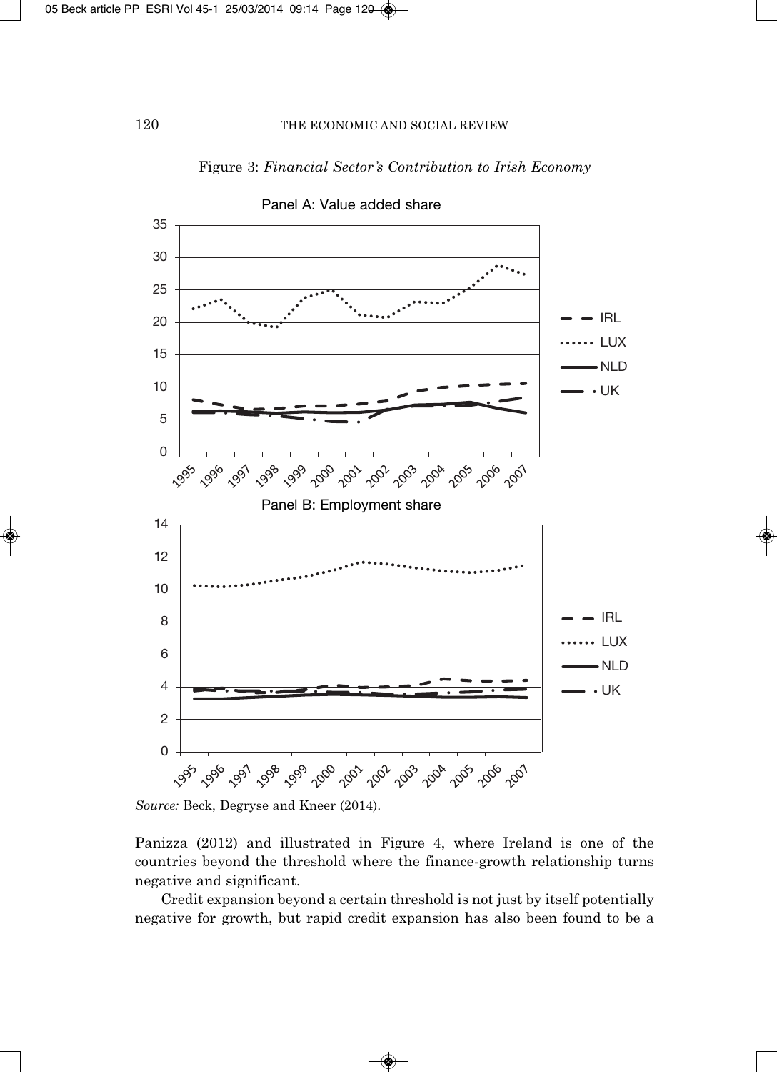Figure 3: *Financial Sector's Contribution to Irish Economy*

Panel A: Value added share

Panel B: Employment share

*Source:* Beck, Degryse and Kneer (2014).

Panizza (2012) and illustrated in Figure 4, where Ireland is one of the countries beyond the threshold where the finance-growth relationship turns negative and significant.

Credit expansion beyond a certain threshold is not just by itself potentially negative for growth, but rapid credit expansion has also been found to be a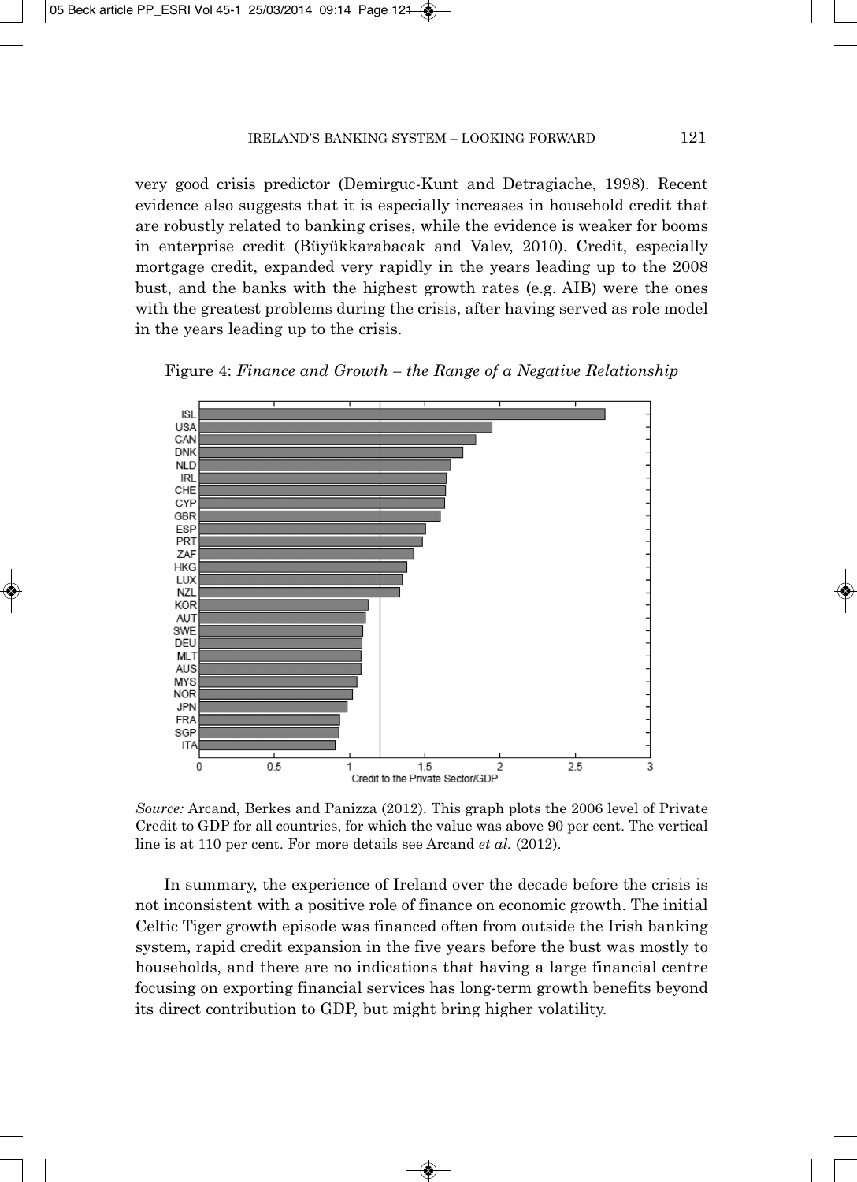very good crisis predictor (Demirguc-Kunt and Detragiache, 1998). Recent evidence also suggests that it is especially increases in household credit that are robustly related to banking crises, while the evidence is weaker for booms in enterprise credit (Büyükkarabacak and Valev, 2010). Credit, especially mortgage credit, expanded very rapidly in the years leading up to the 2008 bust, and the banks with the highest growth rates (e.g. AIB) were the ones with the greatest problems during the crisis, after having served as role model in the years leading up to the crisis.

Figure 4: *Finance and Growth – the Range of a Negative Relationship*

*Source:* Arcand, Berkes and Panizza (2012). This graph plots the 2006 level of Private Credit to GDP for all countries, for which the value was above 90 per cent. The vertical line is at 110 per cent. For more details see Arcand *et al.* (2012).

In summary, the experience of Ireland over the decade before the crisis is not inconsistent with a positive role of finance on economic growth. The initial Celtic Tiger growth episode was financed often from outside the Irish banking system, rapid credit expansion in the five years before the bust was mostly to households, and there are no indications that having a large financial centre focusing on exporting financial services has long-term growth benefits beyond its direct contribution to GDP, but might bring higher volatility.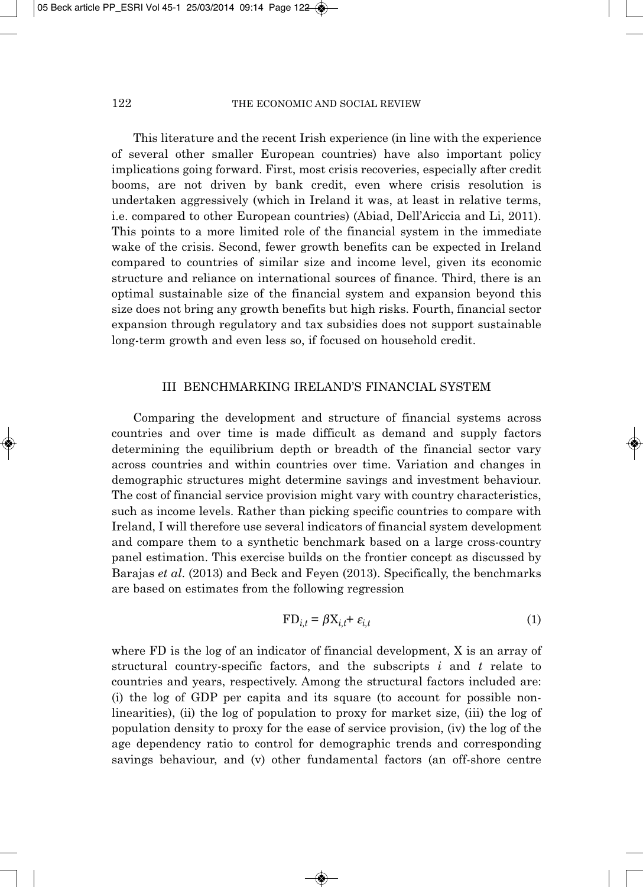This literature and the recent Irish experience (in line with the experience of several other smaller European countries) have also important policy implications going forward. First, most crisis recoveries, especially after credit booms, are not driven by bank credit, even where crisis resolution is undertaken aggressively (which in Ireland it was, at least in relative terms, i.e. compared to other European countries) (Abiad, Dell'Ariccia and Li, 2011). This points to a more limited role of the financial system in the immediate wake of the crisis. Second, fewer growth benefits can be expected in Ireland compared to countries of similar size and income level, given its economic structure and reliance on international sources of finance. Third, there is an optimal sustainable size of the financial system and expansion beyond this size does not bring any growth benefits but high risks. Fourth, financial sector expansion through regulatory and tax subsidies does not support sustainable long-term growth and even less so, if focused on household credit.

## III BENCHMARKING IRELAND'S FINANCIAL SYSTEM

Comparing the development and structure of financial systems across countries and over time is made difficult as demand and supply factors determining the equilibrium depth or breadth of the financial sector vary across countries and within countries over time. Variation and changes in demographic structures might determine savings and investment behaviour. The cost of financial service provision might vary with country characteristics, such as income levels. Rather than picking specific countries to compare with Ireland, I will therefore use several indicators of financial system development and compare them to a synthetic benchmark based on a large cross-country panel estimation. This exercise builds on the frontier concept as discussed by Barajas *et al*. (2013) and Beck and Feyen (2013). Specifically, the benchmarks are based on estimates from the following regression

$$FD_{i,t} = \beta X_{i,t} + \varepsilon_{i,t} \tag{1}$$

where FD is the log of an indicator of financial development, X is an array of structural country-specific factors, and the subscripts $i$ and $t$ relate to countries and years, respectively. Among the structural factors included are: (i) the log of GDP per capita and its square (to account for possible non-linearities), (ii) the log of population to proxy for market size, (iii) the log of population density to proxy for the ease of service provision, (iv) the log of the age dependency ratio to control for demographic trends and corresponding savings behaviour, and (v) other fundamental factors (an off-shore centre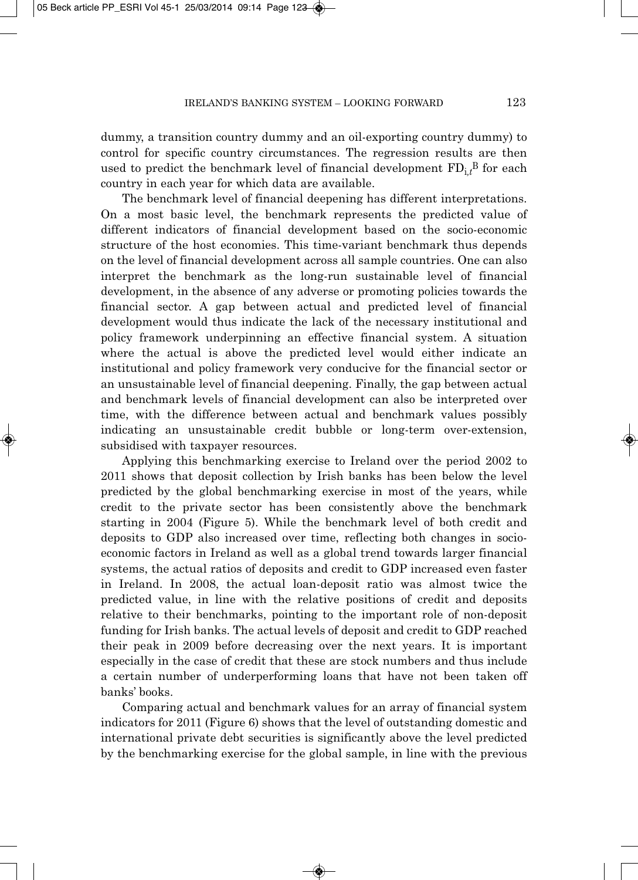dummy, a transition country dummy and an oil-exporting country dummy) to control for specific country circumstances. The regression results are then used to predict the benchmark level of financial development $FD_{i,t}^{B}$ for each country in each year for which data are available.

The benchmark level of financial deepening has different interpretations. On a most basic level, the benchmark represents the predicted value of different indicators of financial development based on the socio-economic structure of the host economies. This time-variant benchmark thus depends on the level of financial development across all sample countries. One can also interpret the benchmark as the long-run sustainable level of financial development, in the absence of any adverse or promoting policies towards the financial sector. A gap between actual and predicted level of financial development would thus indicate the lack of the necessary institutional and policy framework underpinning an effective financial system. A situation where the actual is above the predicted level would either indicate an institutional and policy framework very conducive for the financial sector or an unsustainable level of financial deepening. Finally, the gap between actual and benchmark levels of financial development can also be interpreted over time, with the difference between actual and benchmark values possibly indicating an unsustainable credit bubble or long-term over-extension, subsidised with taxpayer resources.

Applying this benchmarking exercise to Ireland over the period 2002 to 2011 shows that deposit collection by Irish banks has been below the level predicted by the global benchmarking exercise in most of the years, while credit to the private sector has been consistently above the benchmark starting in 2004 (Figure 5). While the benchmark level of both credit and deposits to GDP also increased over time, reflecting both changes in socio-economic factors in Ireland as well as a global trend towards larger financial systems, the actual ratios of deposits and credit to GDP increased even faster in Ireland. In 2008, the actual loan-deposit ratio was almost twice the predicted value, in line with the relative positions of credit and deposits relative to their benchmarks, pointing to the important role of non-deposit funding for Irish banks. The actual levels of deposit and credit to GDP reached their peak in 2009 before decreasing over the next years. It is important especially in the case of credit that these are stock numbers and thus include a certain number of underperforming loans that have not been taken off banks' books.

Comparing actual and benchmark values for an array of financial system indicators for 2011 (Figure 6) shows that the level of outstanding domestic and international private debt securities is significantly above the level predicted by the benchmarking exercise for the global sample, in line with the previous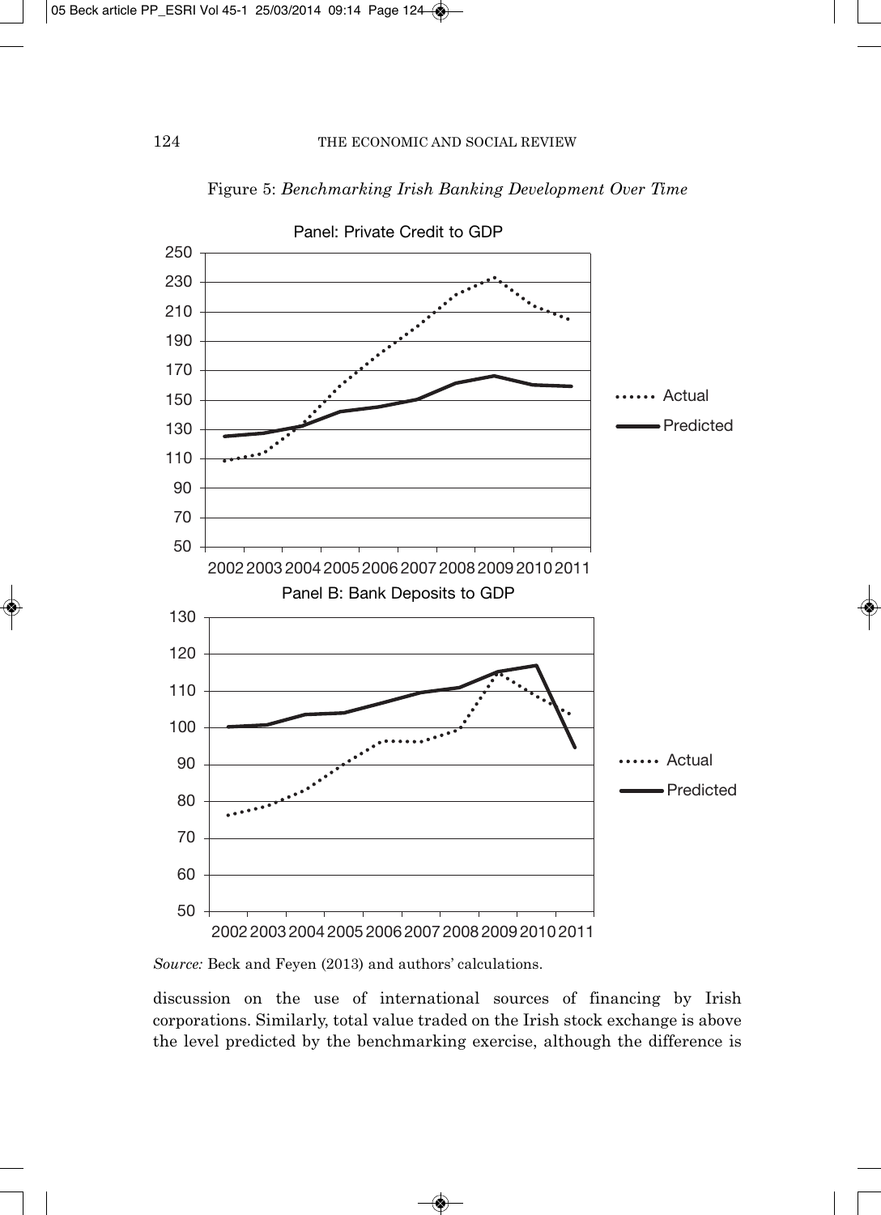Figure 5: *Benchmarking Irish Banking Development Over Time*

Panel: Private Credit to GDP

Panel B: Bank Deposits to GDP

*Source:* Beck and Feyen (2013) and authors' calculations.

discussion on the use of international sources of financing by Irish corporations. Similarly, total value traded on the Irish stock exchange is above the level predicted by the benchmarking exercise, although the difference is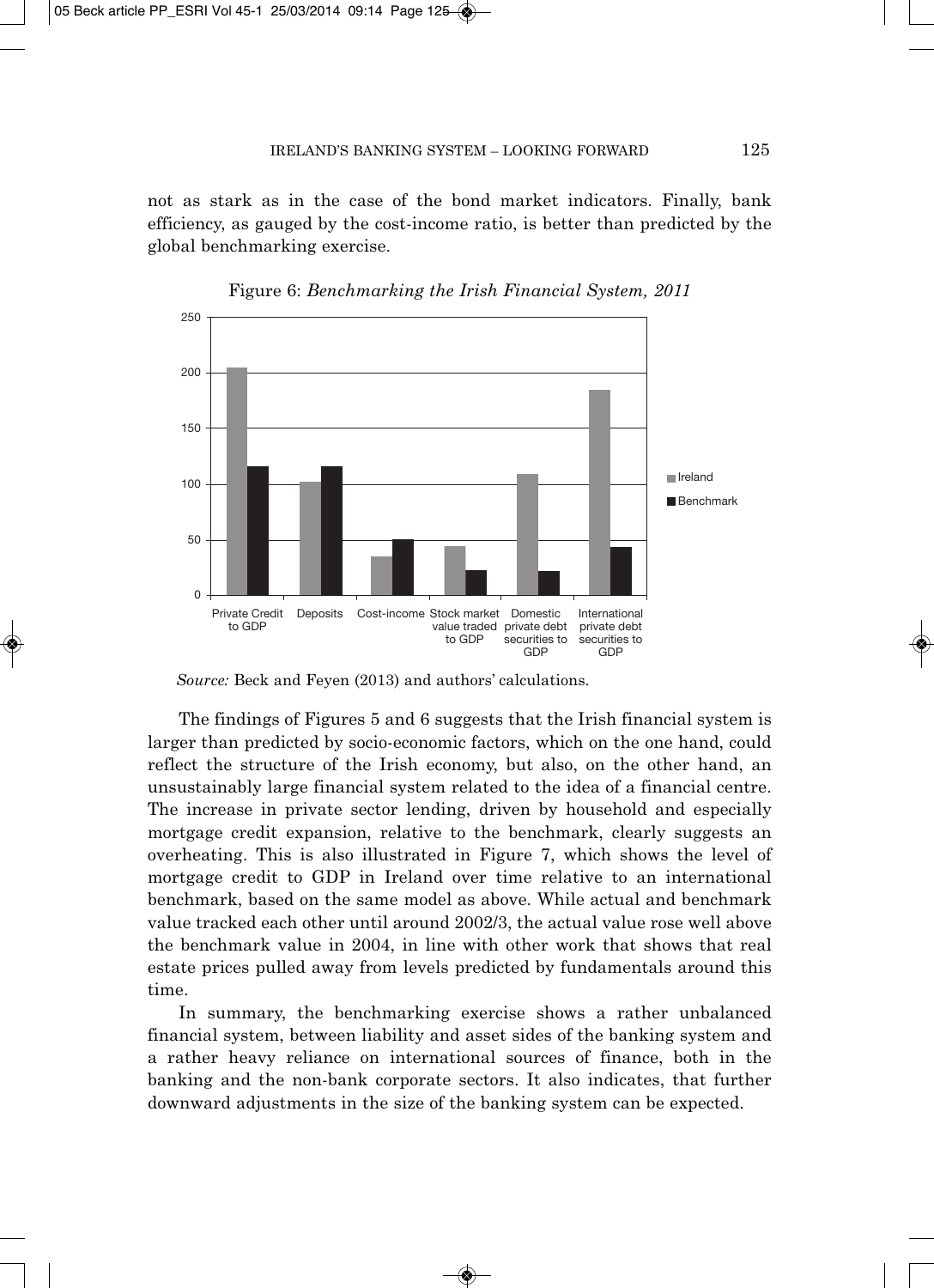not as stark as in the case of the bond market indicators. Finally, bank efficiency, as gauged by the cost-income ratio, is better than predicted by the global benchmarking exercise.

Figure 6: *Benchmarking the Irish Financial System, 2011*

*Source:* Beck and Feyen (2013) and authors' calculations.

The findings of Figures 5 and 6 suggests that the Irish financial system is larger than predicted by socio-economic factors, which on the one hand, could reflect the structure of the Irish economy, but also, on the other hand, an unsustainably large financial system related to the idea of a financial centre. The increase in private sector lending, driven by household and especially mortgage credit expansion, relative to the benchmark, clearly suggests an overheating. This is also illustrated in Figure 7, which shows the level of mortgage credit to GDP in Ireland over time relative to an international benchmark, based on the same model as above. While actual and benchmark value tracked each other until around 2002/3, the actual value rose well above the benchmark value in 2004, in line with other work that shows that real estate prices pulled away from levels predicted by fundamentals around this time.

In summary, the benchmarking exercise shows a rather unbalanced financial system, between liability and asset sides of the banking system and a rather heavy reliance on international sources of finance, both in the banking and the non-bank corporate sectors. It also indicates, that further downward adjustments in the size of the banking system can be expected.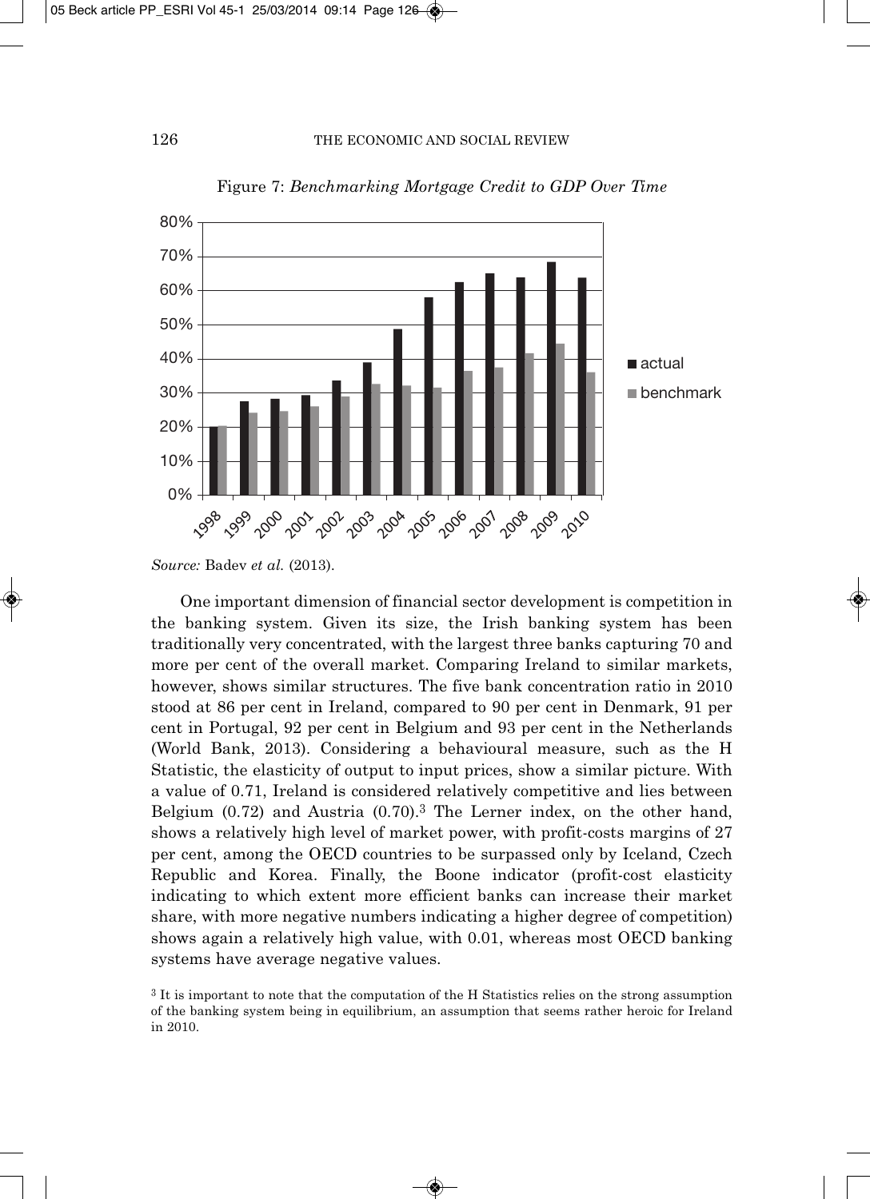Figure 7: *Benchmarking Mortgage Credit to GDP Over Time*

*Source:* Badev *et al.* (2013).

One important dimension of financial sector development is competition in the banking system. Given its size, the Irish banking system has been traditionally very concentrated, with the largest three banks capturing 70 and more per cent of the overall market. Comparing Ireland to similar markets, however, shows similar structures. The five bank concentration ratio in 2010 stood at 86 per cent in Ireland, compared to 90 per cent in Denmark, 91 per cent in Portugal, 92 per cent in Belgium and 93 per cent in the Netherlands (World Bank, 2013). Considering a behavioural measure, such as the H Statistic, the elasticity of output to input prices, show a similar picture. With a value of 0.71, Ireland is considered relatively competitive and lies between Belgium (0.72) and Austria (0.70).[3] The Lerner index, on the other hand, shows a relatively high level of market power, with profit-costs margins of 27 per cent, among the OECD countries to be surpassed only by Iceland, Czech Republic and Korea. Finally, the Boone indicator (profit-cost elasticity indicating to which extent more efficient banks can increase their market share, with more negative numbers indicating a higher degree of competition) shows again a relatively high value, with 0.01, whereas most OECD banking systems have average negative values.

[3] It is important to note that the computation of the H Statistics relies on the strong assumption of the banking system being in equilibrium, an assumption that seems rather heroic for Ireland in 2010.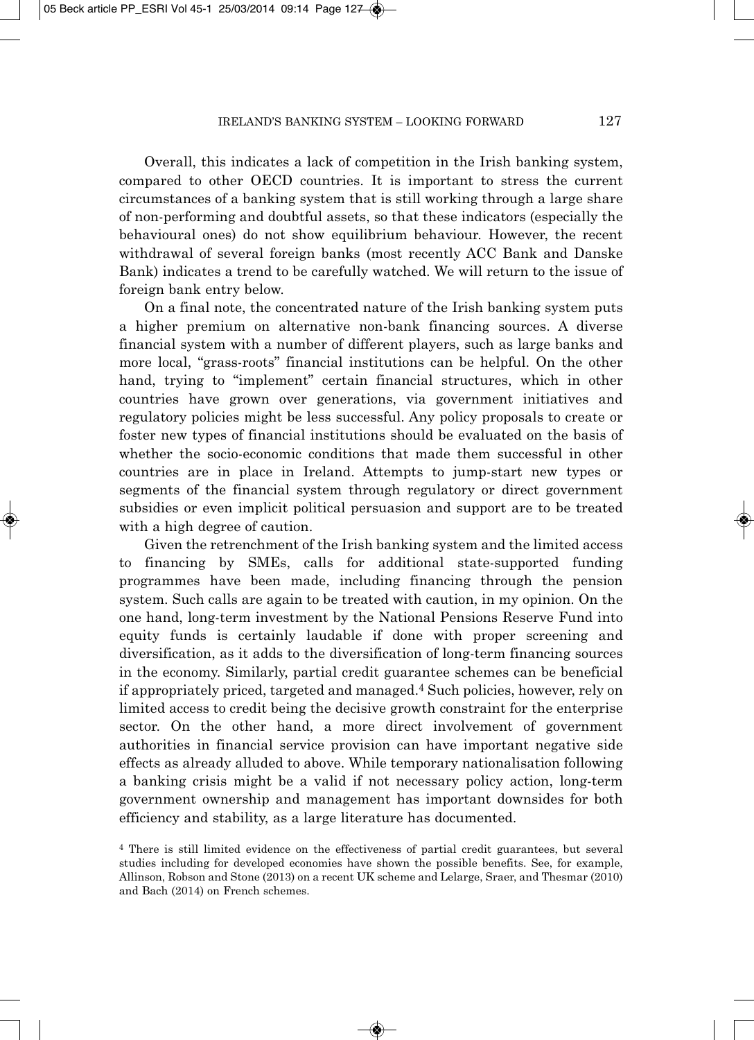Overall, this indicates a lack of competition in the Irish banking system, compared to other OECD countries. It is important to stress the current circumstances of a banking system that is still working through a large share of non-performing and doubtful assets, so that these indicators (especially the behavioural ones) do not show equilibrium behaviour. However, the recent withdrawal of several foreign banks (most recently ACC Bank and Danske Bank) indicates a trend to be carefully watched. We will return to the issue of foreign bank entry below.

On a final note, the concentrated nature of the Irish banking system puts a higher premium on alternative non-bank financing sources. A diverse financial system with a number of different players, such as large banks and more local, "grass-roots" financial institutions can be helpful. On the other hand, trying to "implement" certain financial structures, which in other countries have grown over generations, via government initiatives and regulatory policies might be less successful. Any policy proposals to create or foster new types of financial institutions should be evaluated on the basis of whether the socio-economic conditions that made them successful in other countries are in place in Ireland. Attempts to jump-start new types or segments of the financial system through regulatory or direct government subsidies or even implicit political persuasion and support are to be treated with a high degree of caution.

Given the retrenchment of the Irish banking system and the limited access to financing by SMEs, calls for additional state-supported funding programmes have been made, including financing through the pension system. Such calls are again to be treated with caution, in my opinion. On the one hand, long-term investment by the National Pensions Reserve Fund into equity funds is certainly laudable if done with proper screening and diversification, as it adds to the diversification of long-term financing sources in the economy. Similarly, partial credit guarantee schemes can be beneficial if appropriately priced, targeted and managed.[4] Such policies, however, rely on limited access to credit being the decisive growth constraint for the enterprise sector. On the other hand, a more direct involvement of government authorities in financial service provision can have important negative side effects as already alluded to above. While temporary nationalisation following a banking crisis might be a valid if not necessary policy action, long-term government ownership and management has important downsides for both efficiency and stability, as a large literature has documented.

[4] There is still limited evidence on the effectiveness of partial credit guarantees, but several studies including for developed economies have shown the possible benefits. See, for example, Allinson, Robson and Stone (2013) on a recent UK scheme and Lelarge, Sraer, and Thesmar (2010) and Bach (2014) on French schemes.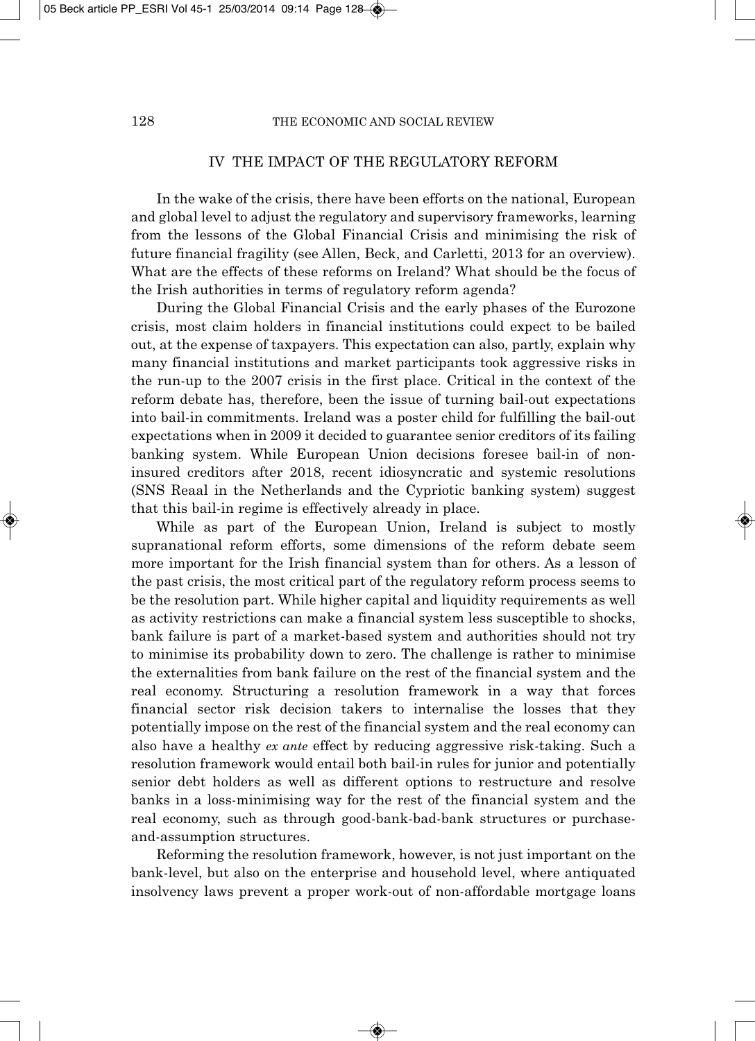## IV THE IMPACT OF THE REGULATORY REFORM

In the wake of the crisis, there have been efforts on the national, European and global level to adjust the regulatory and supervisory frameworks, learning from the lessons of the Global Financial Crisis and minimising the risk of future financial fragility (see Allen, Beck, and Carletti, 2013 for an overview). What are the effects of these reforms on Ireland? What should be the focus of the Irish authorities in terms of regulatory reform agenda?

During the Global Financial Crisis and the early phases of the Eurozone crisis, most claim holders in financial institutions could expect to be bailed out, at the expense of taxpayers. This expectation can also, partly, explain why many financial institutions and market participants took aggressive risks in the run-up to the 2007 crisis in the first place. Critical in the context of the reform debate has, therefore, been the issue of turning bail-out expectations into bail-in commitments. Ireland was a poster child for fulfilling the bail-out expectations when in 2009 it decided to guarantee senior creditors of its failing banking system. While European Union decisions foresee bail-in of non-insured creditors after 2018, recent idiosyncratic and systemic resolutions (SNS Reaal in the Netherlands and the Cypriotic banking system) suggest that this bail-in regime is effectively already in place.

While as part of the European Union, Ireland is subject to mostly supranational reform efforts, some dimensions of the reform debate seem more important for the Irish financial system than for others. As a lesson of the past crisis, the most critical part of the regulatory reform process seems to be the resolution part. While higher capital and liquidity requirements as well as activity restrictions can make a financial system less susceptible to shocks, bank failure is part of a market-based system and authorities should not try to minimise its probability down to zero. The challenge is rather to minimise the externalities from bank failure on the rest of the financial system and the real economy. Structuring a resolution framework in a way that forces financial sector risk decision takers to internalise the losses that they potentially impose on the rest of the financial system and the real economy can also have a healthy *ex ante* effect by reducing aggressive risk-taking. Such a resolution framework would entail both bail-in rules for junior and potentially senior debt holders as well as different options to restructure and resolve banks in a loss-minimising way for the rest of the financial system and the real economy, such as through good-bank-bad-bank structures or purchase-and-assumption structures.

Reforming the resolution framework, however, is not just important on the bank-level, but also on the enterprise and household level, where antiquated insolvency laws prevent a proper work-out of non-affordable mortgage loans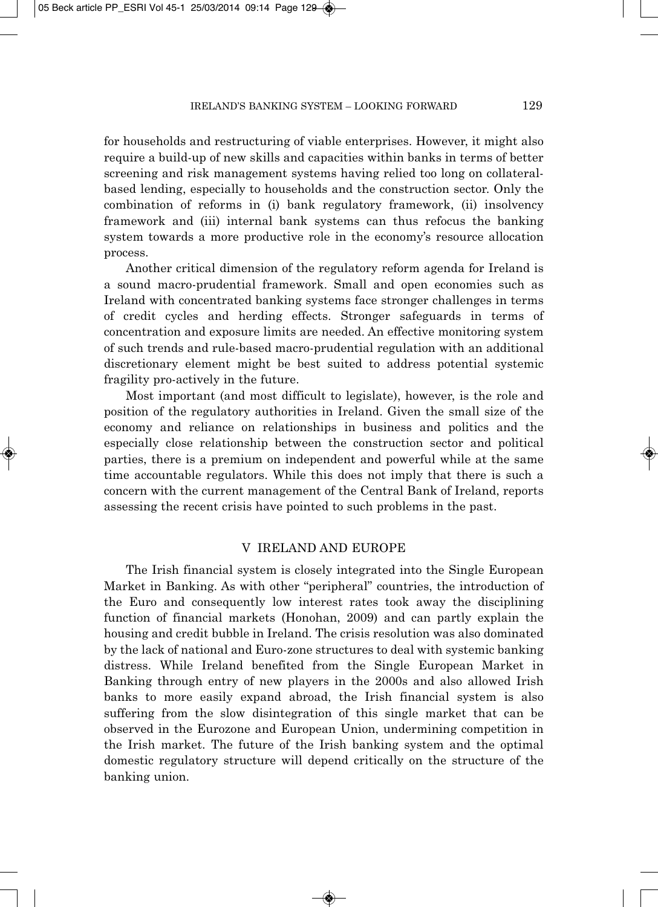for households and restructuring of viable enterprises. However, it might also require a build-up of new skills and capacities within banks in terms of better screening and risk management systems having relied too long on collateral-based lending, especially to households and the construction sector. Only the combination of reforms in (i) bank regulatory framework, (ii) insolvency framework and (iii) internal bank systems can thus refocus the banking system towards a more productive role in the economy's resource allocation process.

Another critical dimension of the regulatory reform agenda for Ireland is a sound macro-prudential framework. Small and open economies such as Ireland with concentrated banking systems face stronger challenges in terms of credit cycles and herding effects. Stronger safeguards in terms of concentration and exposure limits are needed. An effective monitoring system of such trends and rule-based macro-prudential regulation with an additional discretionary element might be best suited to address potential systemic fragility pro-actively in the future.

Most important (and most difficult to legislate), however, is the role and position of the regulatory authorities in Ireland. Given the small size of the economy and reliance on relationships in business and politics and the especially close relationship between the construction sector and political parties, there is a premium on independent and powerful while at the same time accountable regulators. While this does not imply that there is such a concern with the current management of the Central Bank of Ireland, reports assessing the recent crisis have pointed to such problems in the past.

## V IRELAND AND EUROPE

The Irish financial system is closely integrated into the Single European Market in Banking. As with other "peripheral" countries, the introduction of the Euro and consequently low interest rates took away the disciplining function of financial markets (Honohan, 2009) and can partly explain the housing and credit bubble in Ireland. The crisis resolution was also dominated by the lack of national and Euro-zone structures to deal with systemic banking distress. While Ireland benefited from the Single European Market in Banking through entry of new players in the 2000s and also allowed Irish banks to more easily expand abroad, the Irish financial system is also suffering from the slow disintegration of this single market that can be observed in the Eurozone and European Union, undermining competition in the Irish market. The future of the Irish banking system and the optimal domestic regulatory structure will depend critically on the structure of the banking union.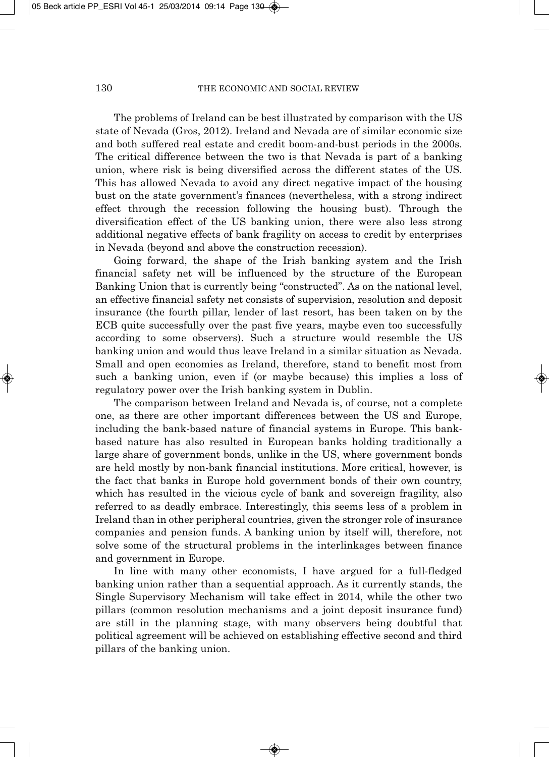The problems of Ireland can be best illustrated by comparison with the US state of Nevada (Gros, 2012). Ireland and Nevada are of similar economic size and both suffered real estate and credit boom-and-bust periods in the 2000s. The critical difference between the two is that Nevada is part of a banking union, where risk is being diversified across the different states of the US. This has allowed Nevada to avoid any direct negative impact of the housing bust on the state government's finances (nevertheless, with a strong indirect effect through the recession following the housing bust). Through the diversification effect of the US banking union, there were also less strong additional negative effects of bank fragility on access to credit by enterprises in Nevada (beyond and above the construction recession).

Going forward, the shape of the Irish banking system and the Irish financial safety net will be influenced by the structure of the European Banking Union that is currently being "constructed". As on the national level, an effective financial safety net consists of supervision, resolution and deposit insurance (the fourth pillar, lender of last resort, has been taken on by the ECB quite successfully over the past five years, maybe even too successfully according to some observers). Such a structure would resemble the US banking union and would thus leave Ireland in a similar situation as Nevada. Small and open economies as Ireland, therefore, stand to benefit most from such a banking union, even if (or maybe because) this implies a loss of regulatory power over the Irish banking system in Dublin.

The comparison between Ireland and Nevada is, of course, not a complete one, as there are other important differences between the US and Europe, including the bank-based nature of financial systems in Europe. This bank-based nature has also resulted in European banks holding traditionally a large share of government bonds, unlike in the US, where government bonds are held mostly by non-bank financial institutions. More critical, however, is the fact that banks in Europe hold government bonds of their own country, which has resulted in the vicious cycle of bank and sovereign fragility, also referred to as deadly embrace. Interestingly, this seems less of a problem in Ireland than in other peripheral countries, given the stronger role of insurance companies and pension funds. A banking union by itself will, therefore, not solve some of the structural problems in the interlinkages between finance and government in Europe.

In line with many other economists, I have argued for a full-fledged banking union rather than a sequential approach. As it currently stands, the Single Supervisory Mechanism will take effect in 2014, while the other two pillars (common resolution mechanisms and a joint deposit insurance fund) are still in the planning stage, with many observers being doubtful that political agreement will be achieved on establishing effective second and third pillars of the banking union.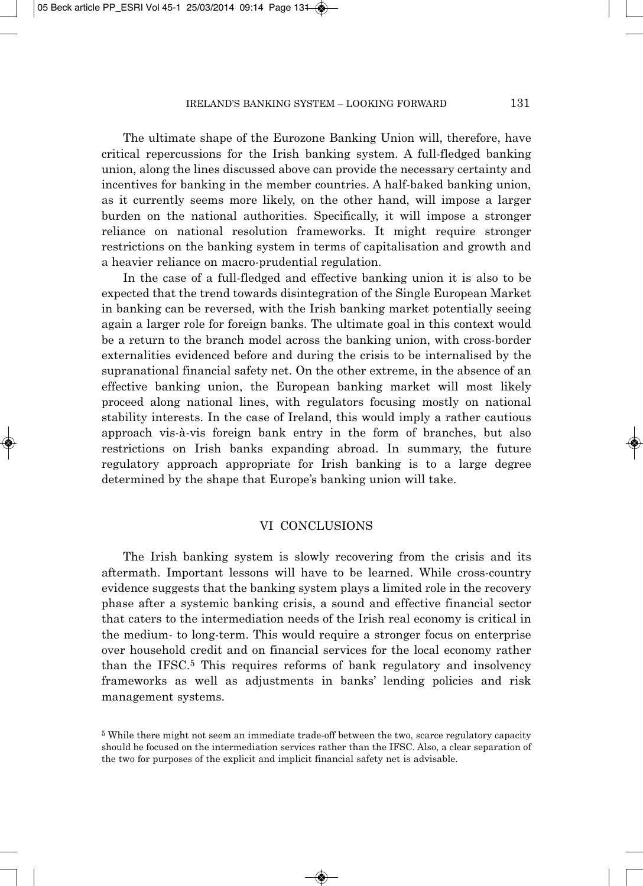The ultimate shape of the Eurozone Banking Union will, therefore, have critical repercussions for the Irish banking system. A full-fledged banking union, along the lines discussed above can provide the necessary certainty and incentives for banking in the member countries. A half-baked banking union, as it currently seems more likely, on the other hand, will impose a larger burden on the national authorities. Specifically, it will impose a stronger reliance on national resolution frameworks. It might require stronger restrictions on the banking system in terms of capitalisation and growth and a heavier reliance on macro-prudential regulation.

In the case of a full-fledged and effective banking union it is also to be expected that the trend towards disintegration of the Single European Market in banking can be reversed, with the Irish banking market potentially seeing again a larger role for foreign banks. The ultimate goal in this context would be a return to the branch model across the banking union, with cross-border externalities evidenced before and during the crisis to be internalised by the supranational financial safety net. On the other extreme, in the absence of an effective banking union, the European banking market will most likely proceed along national lines, with regulators focusing mostly on national stability interests. In the case of Ireland, this would imply a rather cautious approach vis-à-vis foreign bank entry in the form of branches, but also restrictions on Irish banks expanding abroad. In summary, the future regulatory approach appropriate for Irish banking is to a large degree determined by the shape that Europe's banking union will take.

## VI CONCLUSIONS

The Irish banking system is slowly recovering from the crisis and its aftermath. Important lessons will have to be learned. While cross-country evidence suggests that the banking system plays a limited role in the recovery phase after a systemic banking crisis, a sound and effective financial sector that caters to the intermediation needs of the Irish real economy is critical in the medium- to long-term. This would require a stronger focus on enterprise over household credit and on financial services for the local economy rather than the IFSC.[5] This requires reforms of bank regulatory and insolvency frameworks as well as adjustments in banks' lending policies and risk management systems.

[5] While there might not seem an immediate trade-off between the two, scarce regulatory capacity should be focused on the intermediation services rather than the IFSC. Also, a clear separation of the two for purposes of the explicit and implicit financial safety net is advisable.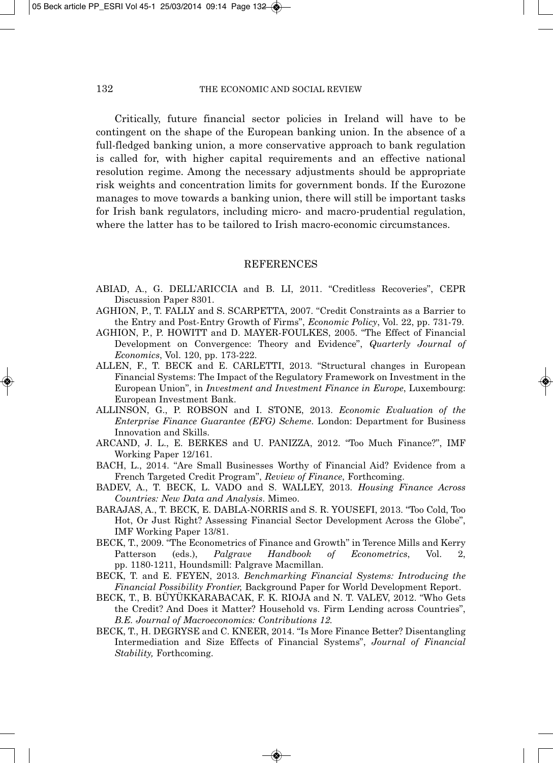Critically, future financial sector policies in Ireland will have to be contingent on the shape of the European banking union. In the absence of a full-fledged banking union, a more conservative approach to bank regulation is called for, with higher capital requirements and an effective national resolution regime. Among the necessary adjustments should be appropriate risk weights and concentration limits for government bonds. If the Eurozone manages to move towards a banking union, there will still be important tasks for Irish bank regulators, including micro- and macro-prudential regulation, where the latter has to be tailored to Irish macro-economic circumstances.

## REFERENCES

ABIAD, A., G. DELL'ARICCIA and B. LI, 2011. "Creditless Recoveries", CEPR Discussion Paper 8301.

AGHION, P., T. FALLY and S. SCARPETTA, 2007. "Credit Constraints as a Barrier to the Entry and Post-Entry Growth of Firms", *Economic Policy*, Vol. 22, pp. 731-79.

AGHION, P., P. HOWITT and D. MAYER-FOULKES, 2005. "The Effect of Financial Development on Convergence: Theory and Evidence", *Quarterly Journal of Economics*, Vol. 120, pp. 173-222.

ALLEN, F., T. BECK and E. CARLETTI, 2013. "Structural changes in European Financial Systems: The Impact of the Regulatory Framework on Investment in the European Union", in *Investment and Investment Finance in Europe*, Luxembourg: European Investment Bank.

ALLINSON, G., P. ROBSON and I. STONE, 2013. *Economic Evaluation of the Enterprise Finance Guarantee (EFG) Scheme*. London: Department for Business Innovation and Skills.

ARCAND, J. L., E. BERKES and U. PANIZZA, 2012. "Too Much Finance?", IMF Working Paper 12/161.

BACH, L., 2014. "Are Small Businesses Worthy of Financial Aid? Evidence from a French Targeted Credit Program", *Review of Finance*, Forthcoming.

BADEV, A., T. BECK, L. VADO and S. WALLEY, 2013. *Housing Finance Across Countries: New Data and Analysis*. Mimeo.

BARAJAS, A., T. BECK, E. DABLA-NORRIS and S. R. YOUSEFI, 2013. "Too Cold, Too Hot, Or Just Right? Assessing Financial Sector Development Across the Globe", IMF Working Paper 13/81.

BECK, T., 2009. "The Econometrics of Finance and Growth" in Terence Mills and Kerry Patterson (eds.), *Palgrave Handbook of Econometrics*, Vol. 2, pp. 1180-1211, Houndsmill: Palgrave Macmillan.

BECK, T. and E. FEYEN, 2013. *Benchmarking Financial Systems: Introducing the Financial Possibility Frontier,* Background Paper for World Development Report.

BECK, T., B. BÜYÜKKARABACAK, F. K. RIOJA and N. T. VALEV, 2012. "Who Gets the Credit? And Does it Matter? Household vs. Firm Lending across Countries", *B.E. Journal of Macroeconomics: Contributions 12.*

BECK, T., H. DEGRYSE and C. KNEER, 2014. "Is More Finance Better? Disentangling Intermediation and Size Effects of Financial Systems", *Journal of Financial Stability,* Forthcoming.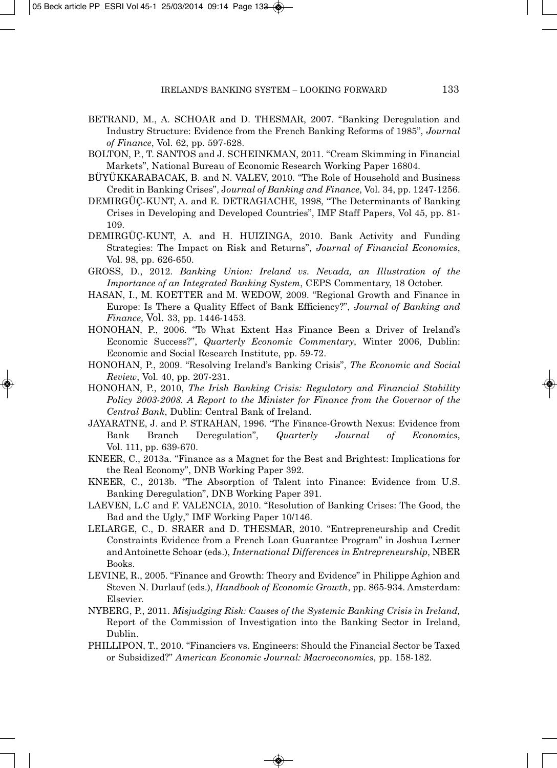BETRAND, M., A. SCHOAR and D. THESMAR, 2007. "Banking Deregulation and Industry Structure: Evidence from the French Banking Reforms of 1985", *Journal of Finance*, Vol. 62, pp. 597-628.

BOLTON, P., T. SANTOS and J. SCHEINKMAN, 2011. "Cream Skimming in Financial Markets", National Bureau of Economic Research Working Paper 16804.

BÜYÜKKARABACAK, B. and N. VALEV, 2010. "The Role of Household and Business Credit in Banking Crises", *Journal of Banking and Finance*, Vol. 34, pp. 1247-1256.

DEMIRGÜÇ-KUNT, A. and E. DETRAGIACHE, 1998, "The Determinants of Banking Crises in Developing and Developed Countries", IMF Staff Papers, Vol 45, pp. 81-109.

DEMIRGÜÇ-KUNT, A. and H. HUIZINGA, 2010. Bank Activity and Funding Strategies: The Impact on Risk and Returns", *Journal of Financial Economics*, Vol. 98, pp. 626-650.

GROSS, D., 2012. *Banking Union: Ireland vs. Nevada, an Illustration of the Importance of an Integrated Banking System*, CEPS Commentary, 18 October.

HASAN, I., M. KOETTER and M. WEDOW, 2009. "Regional Growth and Finance in Europe: Is There a Quality Effect of Bank Efficiency?", *Journal of Banking and Finance*, Vol. 33, pp. 1446-1453.

HONOHAN, P., 2006. "To What Extent Has Finance Been a Driver of Ireland's Economic Success?", *Quarterly Economic Commentary*, Winter 2006, Dublin: Economic and Social Research Institute, pp. 59-72.

HONOHAN, P., 2009. "Resolving Ireland's Banking Crisis", *The Economic and Social Review*, Vol. 40, pp. 207-231.

HONOHAN, P., 2010, *The Irish Banking Crisis: Regulatory and Financial Stability Policy 2003-2008. A Report to the Minister for Finance from the Governor of the Central Bank*, Dublin: Central Bank of Ireland.

JAYARATNE, J. and P. STRAHAN, 1996. "The Finance-Growth Nexus: Evidence from Bank Branch Deregulation", *Quarterly Journal of Economics*, Vol. 111, pp. 639-670.

KNEER, C., 2013a. "Finance as a Magnet for the Best and Brightest: Implications for the Real Economy", DNB Working Paper 392.

KNEER, C., 2013b. "The Absorption of Talent into Finance: Evidence from U.S. Banking Deregulation", DNB Working Paper 391.

LAEVEN, L.C and F. VALENCIA, 2010. "Resolution of Banking Crises: The Good, the Bad and the Ugly," IMF Working Paper 10/146.

LELARGE, C., D. SRAER and D. THESMAR, 2010. "Entrepreneurship and Credit Constraints Evidence from a French Loan Guarantee Program" in Joshua Lerner and Antoinette Schoar (eds.), *International Differences in Entrepreneurship*, NBER Books.

LEVINE, R., 2005. "Finance and Growth: Theory and Evidence" in Philippe Aghion and Steven N. Durlauf (eds.), *Handbook of Economic Growth*, pp. 865-934. Amsterdam: Elsevier.

NYBERG, P., 2011. *Misjudging Risk: Causes of the Systemic Banking Crisis in Ireland,* Report of the Commission of Investigation into the Banking Sector in Ireland, Dublin.

PHILLIPON, T., 2010. "Financiers vs. Engineers: Should the Financial Sector be Taxed or Subsidized?" *American Economic Journal: Macroeconomics*, pp. 158-182.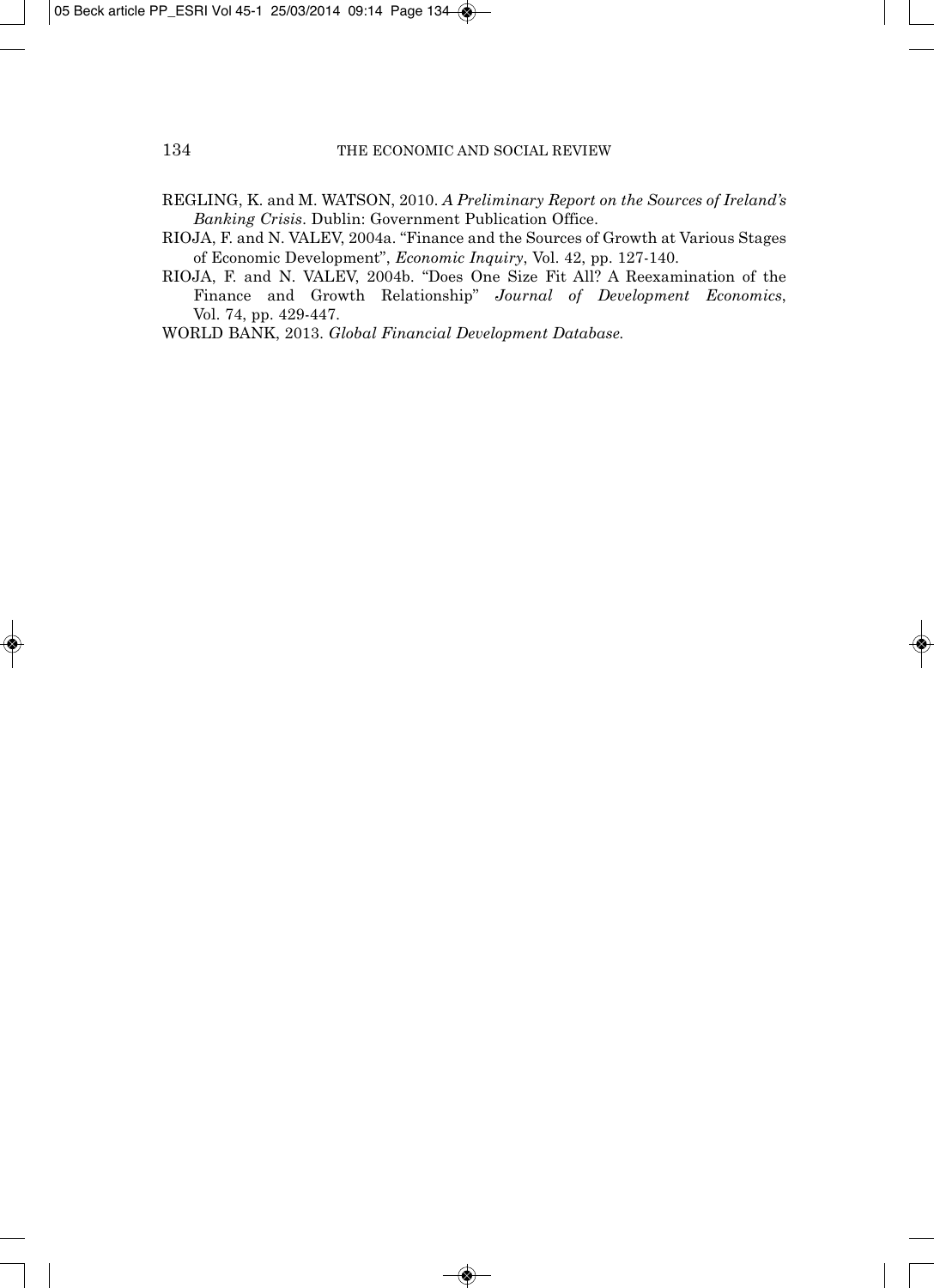REGLING, K. and M. WATSON, 2010. *A Preliminary Report on the Sources of Ireland's Banking Crisis*. Dublin: Government Publication Office.

RIOJA, F. and N. VALEV, 2004a. "Finance and the Sources of Growth at Various Stages of Economic Development", *Economic Inquiry*, Vol. 42, pp. 127-140.

RIOJA, F. and N. VALEV, 2004b. "Does One Size Fit All? A Reexamination of the Finance and Growth Relationship" *Journal of Development Economics*, Vol. 74, pp. 429-447.

WORLD BANK, 2013. *Global Financial Development Database.*